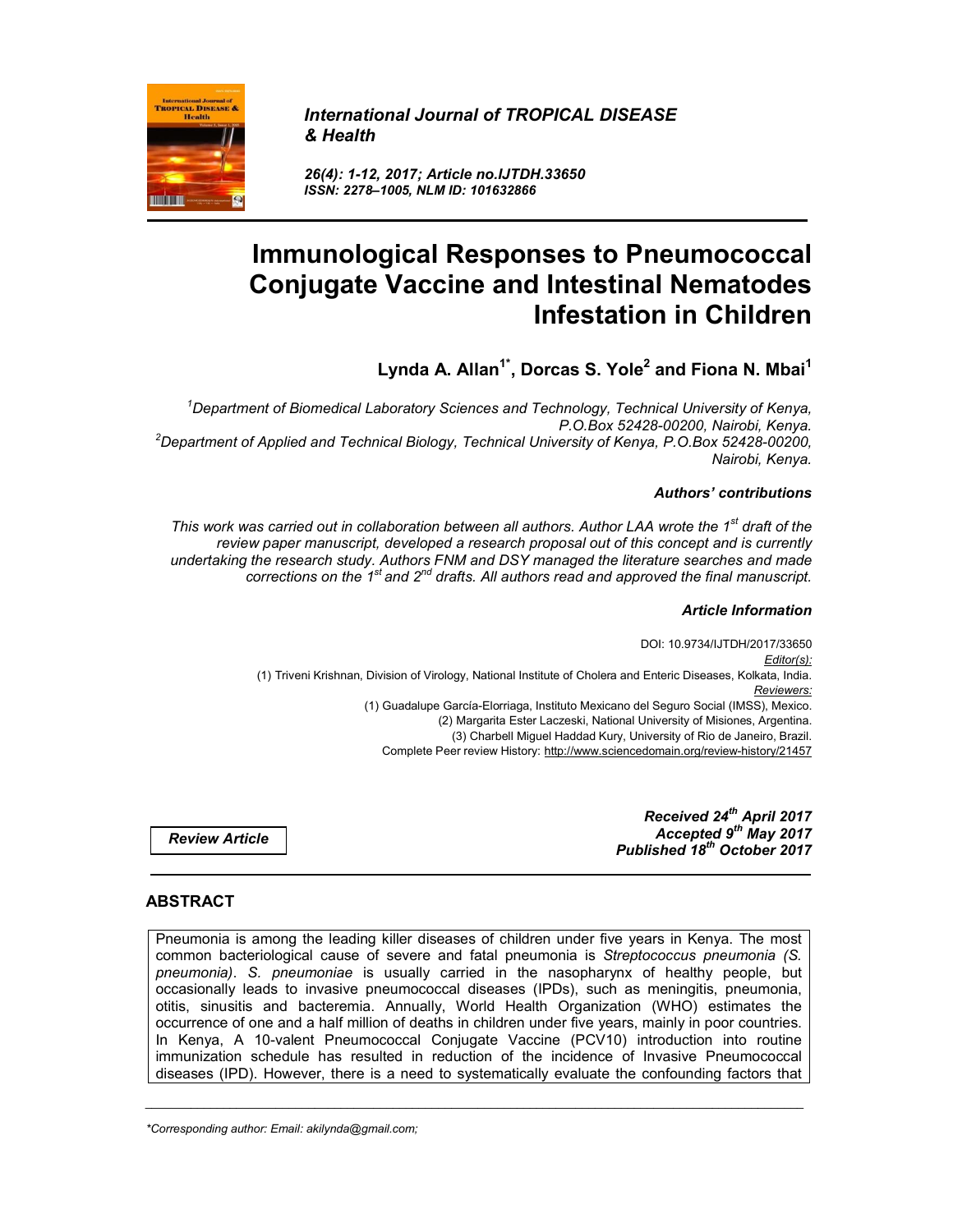*International Journal of TROPICAL DISEASE & Health*

*26(4): 1-12, 2017; Article no.IJTDH.33650*
*ISSN: 2278–1005, NLM ID: 101632866*

# Immunological Responses to Pneumococcal Conjugate Vaccine and Intestinal Nematodes Infestation in Children

**Lynda A. Allan[1*], Dorcas S. Yole[2] and Fiona N. Mbai[1]**

*[1]Department of Biomedical Laboratory Sciences and Technology, Technical University of Kenya, P.O.Box 52428-00200, Nairobi, Kenya.*
*[2]Department of Applied and Technical Biology, Technical University of Kenya, P.O.Box 52428-00200, Nairobi, Kenya.*

***Authors' contributions***

*This work was carried out in collaboration between all authors. Author LAA wrote the 1st draft of the review paper manuscript, developed a research proposal out of this concept and is currently undertaking the research study. Authors FNM and DSY managed the literature searches and made corrections on the 1st and 2nd drafts. All authors read and approved the final manuscript.*

***Article Information***

DOI: 10.9734/IJTDH/2017/33650
*Editor(s):*
(1) Triveni Krishnan, Division of Virology, National Institute of Cholera and Enteric Diseases, Kolkata, India.
*Reviewers:*
(1) Guadalupe García-Elorriaga, Instituto Mexicano del Seguro Social (IMSS), Mexico.
(2) Margarita Ester Laczeski, National University of Misiones, Argentina.
(3) Charbell Miguel Haddad Kury, University of Rio de Janeiro, Brazil.
Complete Peer review History: http://www.sciencedomain.org/review-history/21457

***Review Article***

***Received 24th April 2017***
***Accepted 9th May 2017***
***Published 18th October 2017***

## ABSTRACT

Pneumonia is among the leading killer diseases of children under five years in Kenya. The most common bacteriological cause of severe and fatal pneumonia is *Streptococcus pneumonia (S. pneumonia)*. *S. pneumoniae* is usually carried in the nasopharynx of healthy people, but occasionally leads to invasive pneumococcal diseases (IPDs), such as meningitis, pneumonia, otitis, sinusitis and bacteremia. Annually, World Health Organization (WHO) estimates the occurrence of one and a half million of deaths in children under five years, mainly in poor countries. In Kenya, A 10-valent Pneumococcal Conjugate Vaccine (PCV10) introduction into routine immunization schedule has resulted in reduction of the incidence of Invasive Pneumococcal diseases (IPD). However, there is a need to systematically evaluate the confounding factors that

*Corresponding author: Email: akilynda@gmail.com;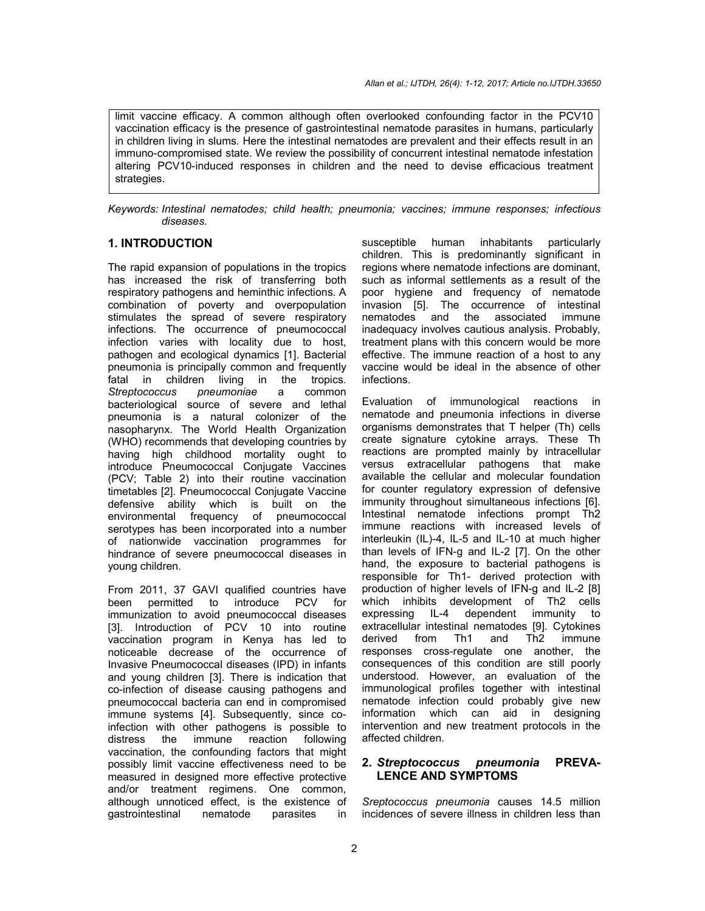limit vaccine efficacy. A common although often overlooked confounding factor in the PCV10 vaccination efficacy is the presence of gastrointestinal nematode parasites in humans, particularly in children living in slums. Here the intestinal nematodes are prevalent and their effects result in an immuno-compromised state. We review the possibility of concurrent intestinal nematode infestation altering PCV10-induced responses in children and the need to devise efficacious treatment strategies.

*Keywords: Intestinal nematodes; child health; pneumonia; vaccines; immune responses; infectious diseases.*

## 1. INTRODUCTION

The rapid expansion of populations in the tropics has increased the risk of transferring both respiratory pathogens and heminthic infections. A combination of poverty and overpopulation stimulates the spread of severe respiratory infections. The occurrence of pneumococcal infection varies with locality due to host, pathogen and ecological dynamics [1]. Bacterial pneumonia is principally common and frequently fatal in children living in the tropics. *Streptococcus pneumoniae* a common bacteriological source of severe and lethal pneumonia is a natural colonizer of the nasopharynx. The World Health Organization (WHO) recommends that developing countries by having high childhood mortality ought to introduce Pneumococcal Conjugate Vaccines (PCV; Table 2) into their routine vaccination timetables [2]. Pneumococcal Conjugate Vaccine defensive ability which is built on the environmental frequency of pneumococcal serotypes has been incorporated into a number of nationwide vaccination programmes for hindrance of severe pneumococcal diseases in young children.

From 2011, 37 GAVI qualified countries have been permitted to introduce PCV for immunization to avoid pneumococcal diseases [3]. Introduction of PCV 10 into routine vaccination program in Kenya has led to noticeable decrease of the occurrence of Invasive Pneumococcal diseases (IPD) in infants and young children [3]. There is indication that co-infection of disease causing pathogens and pneumococcal bacteria can end in compromised immune systems [4]. Subsequently, since co-infection with other pathogens is possible to distress the immune reaction following vaccination, the confounding factors that might possibly limit vaccine effectiveness need to be measured in designed more effective protective and/or treatment regimens. One common, although unnoticed effect, is the existence of gastrointestinal nematode parasites in susceptible human inhabitants particularly children. This is predominantly significant in regions where nematode infections are dominant, such as informal settlements as a result of the poor hygiene and frequency of nematode invasion [5]. The occurrence of intestinal nematodes and the associated immune inadequacy involves cautious analysis. Probably, treatment plans with this concern would be more effective. The immune reaction of a host to any vaccine would be ideal in the absence of other infections.

Evaluation of immunological reactions in nematode and pneumonia infections in diverse organisms demonstrates that T helper (Th) cells create signature cytokine arrays. These Th reactions are prompted mainly by intracellular versus extracellular pathogens that make available the cellular and molecular foundation for counter regulatory expression of defensive immunity throughout simultaneous infections [6]. Intestinal nematode infections prompt Th2 immune reactions with increased levels of interleukin (IL)-4, IL-5 and IL-10 at much higher than levels of IFN-g and IL-2 [7]. On the other hand, the exposure to bacterial pathogens is responsible for Th1- derived protection with production of higher levels of IFN-g and IL-2 [8] which inhibits development of Th2 cells expressing IL-4 dependent immunity to extracellular intestinal nematodes [9]. Cytokines derived from Th1 and Th2 immune responses cross-regulate one another, the consequences of this condition are still poorly understood. However, an evaluation of the immunological profiles together with intestinal nematode infection could probably give new information which can aid in designing intervention and new treatment protocols in the affected children.

## 2. *Streptococcus pneumonia* PREVALENCE AND SYMPTOMS

*Sreptococcus pneumonia* causes 14.5 million incidences of severe illness in children less than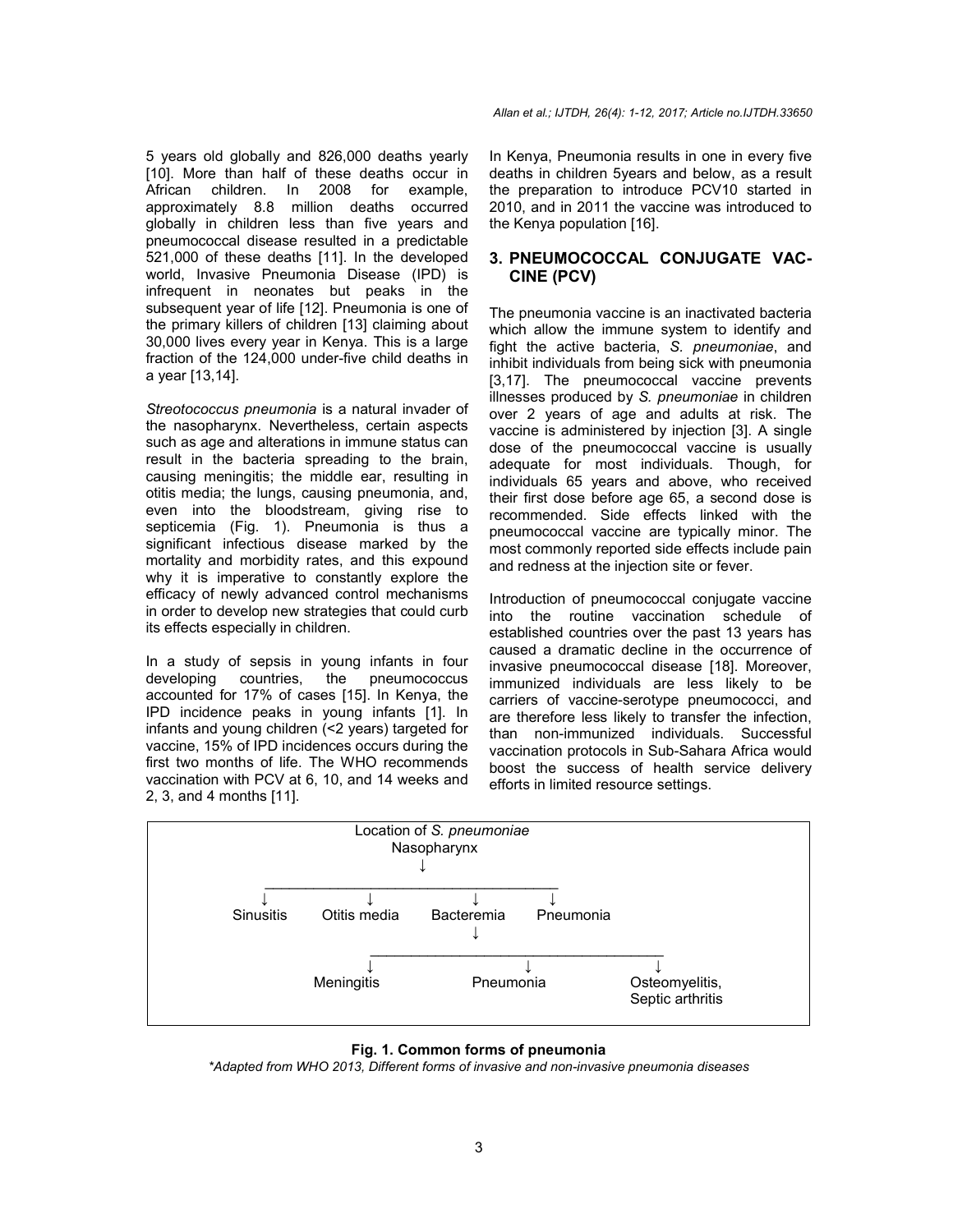5 years old globally and 826,000 deaths yearly [10]. More than half of these deaths occur in African children. In 2008 for example, approximately 8.8 million deaths occurred globally in children less than five years and pneumococcal disease resulted in a predictable 521,000 of these deaths [11]. In the developed world, Invasive Pneumonia Disease (IPD) is infrequent in neonates but peaks in the subsequent year of life [12]. Pneumonia is one of the primary killers of children [13] claiming about 30,000 lives every year in Kenya. This is a large fraction of the 124,000 under-five child deaths in a year [13,14].

*Streotococcus pneumonia* is a natural invader of the nasopharynx. Nevertheless, certain aspects such as age and alterations in immune status can result in the bacteria spreading to the brain, causing meningitis; the middle ear, resulting in otitis media; the lungs, causing pneumonia, and, even into the bloodstream, giving rise to septicemia (Fig. 1). Pneumonia is thus a significant infectious disease marked by the mortality and morbidity rates, and this expound why it is imperative to constantly explore the efficacy of newly advanced control mechanisms in order to develop new strategies that could curb its effects especially in children.

In a study of sepsis in young infants in four developing countries, the pneumococcus accounted for 17% of cases [15]. In Kenya, the IPD incidence peaks in young infants [1]. In infants and young children (<2 years) targeted for vaccine, 15% of IPD incidences occurs during the first two months of life. The WHO recommends vaccination with PCV at 6, 10, and 14 weeks and 2, 3, and 4 months [11].

In Kenya, Pneumonia results in one in every five deaths in children 5years and below, as a result the preparation to introduce PCV10 started in 2010, and in 2011 the vaccine was introduced to the Kenya population [16].

## 3. PNEUMOCOCCAL CONJUGATE VACCINE (PCV)

The pneumonia vaccine is an inactivated bacteria which allow the immune system to identify and fight the active bacteria, *S. pneumoniae*, and inhibit individuals from being sick with pneumonia [3,17]. The pneumococcal vaccine prevents illnesses produced by *S. pneumoniae* in children over 2 years of age and adults at risk. The vaccine is administered by injection [3]. A single dose of the pneumococcal vaccine is usually adequate for most individuals. Though, for individuals 65 years and above, who received their first dose before age 65, a second dose is recommended. Side effects linked with the pneumococcal vaccine are typically minor. The most commonly reported side effects include pain and redness at the injection site or fever.

Introduction of pneumococcal conjugate vaccine into the routine vaccination schedule of established countries over the past 13 years has caused a dramatic decline in the occurrence of invasive pneumococcal disease [18]. Moreover, immunized individuals are less likely to be carriers of vaccine-serotype pneumococci, and are therefore less likely to transfer the infection, than non-immunized individuals. Successful vaccination protocols in Sub-Sahara Africa would boost the success of health service delivery efforts in limited resource settings.

```
                Location of S. pneumoniae
                       Nasopharynx
                            ↓
      ________________________________________
      ↓            ↓             ↓            ↓
  Sinusitis   Otitis media   Bacteremia   Pneumonia
                                 ↓
             ______________________________________
             ↓                   ↓                  ↓
         Meningitis          Pneumonia        Osteomyelitis,
                                              Septic arthritis
```

**Fig. 1. Common forms of pneumonia**

*\*Adapted from WHO 2013, Different forms of invasive and non-invasive pneumonia diseases*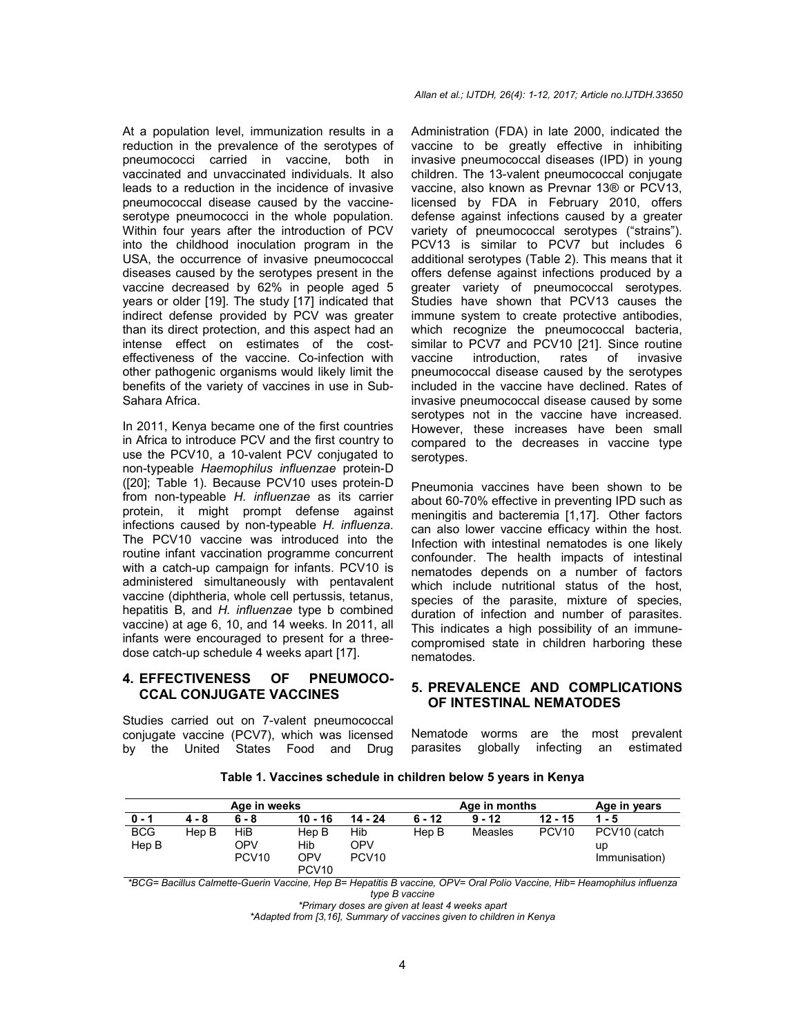At a population level, immunization results in a reduction in the prevalence of the serotypes of pneumococci carried in vaccine, both in vaccinated and unvaccinated individuals. It also leads to a reduction in the incidence of invasive pneumococcal disease caused by the vaccine-serotype pneumococci in the whole population. Within four years after the introduction of PCV into the childhood inoculation program in the USA, the occurrence of invasive pneumococcal diseases caused by the serotypes present in the vaccine decreased by 62% in people aged 5 years or older [19]. The study [17] indicated that indirect defense provided by PCV was greater than its direct protection, and this aspect had an intense effect on estimates of the cost-effectiveness of the vaccine. Co-infection with other pathogenic organisms would likely limit the benefits of the variety of vaccines in use in Sub-Sahara Africa.

In 2011, Kenya became one of the first countries in Africa to introduce PCV and the first country to use the PCV10, a 10-valent PCV conjugated to non-typeable *Haemophilus influenzae* protein-D ([20]; Table 1). Because PCV10 uses protein-D from non-typeable *H. influenzae* as its carrier protein, it might prompt defense against infections caused by non-typeable *H. influenza*. The PCV10 vaccine was introduced into the routine infant vaccination programme concurrent with a catch-up campaign for infants. PCV10 is administered simultaneously with pentavalent vaccine (diphtheria, whole cell pertussis, tetanus, hepatitis B, and *H. influenzae* type b combined vaccine) at age 6, 10, and 14 weeks. In 2011, all infants were encouraged to present for a three-dose catch-up schedule 4 weeks apart [17].

## 4. EFFECTIVENESS OF PNEUMOCOCCAL CONJUGATE VACCINES

Studies carried out on 7-valent pneumococcal conjugate vaccine (PCV7), which was licensed by the United States Food and Drug Administration (FDA) in late 2000, indicated the vaccine to be greatly effective in inhibiting invasive pneumococcal diseases (IPD) in young children. The 13-valent pneumococcal conjugate vaccine, also known as Prevnar 13® or PCV13, licensed by FDA in February 2010, offers defense against infections caused by a greater variety of pneumococcal serotypes ("strains"). PCV13 is similar to PCV7 but includes 6 additional serotypes (Table 2). This means that it offers defense against infections produced by a greater variety of pneumococcal serotypes. Studies have shown that PCV13 causes the immune system to create protective antibodies, which recognize the pneumococcal bacteria, similar to PCV7 and PCV10 [21]. Since routine vaccine introduction, rates of invasive pneumococcal disease caused by the serotypes included in the vaccine have declined. Rates of invasive pneumococcal disease caused by some serotypes not in the vaccine have increased. However, these increases have been small compared to the decreases in vaccine type serotypes.

Pneumonia vaccines have been shown to be about 60-70% effective in preventing IPD such as meningitis and bacteremia [1,17]. Other factors can also lower vaccine efficacy within the host. Infection with intestinal nematodes is one likely confounder. The health impacts of intestinal nematodes depends on a number of factors which include nutritional status of the host, species of the parasite, mixture of species, duration of infection and number of parasites. This indicates a high possibility of an immune-compromised state in children harboring these nematodes.

## 5. PREVALENCE AND COMPLICATIONS OF INTESTINAL NEMATODES

Nematode worms are the most prevalent parasites globally infecting an estimated

**Table 1. Vaccines schedule in children below 5 years in Kenya**

| Age in weeks | | | | | Age in months | | | Age in years |
|---|---|---|---|---|---|---|---|---|
| 0 - 1 | 4 - 8 | 6 - 8 | 10 - 16 | 14 - 24 | 6 - 12 | 9 - 12 | 12 - 15 | 1 - 5 |
| BCG<br>Hep B | Hep B | HiB<br>OPV<br>PCV10 | Hep B<br>Hib<br>OPV<br>PCV10 | Hib<br>OPV<br>PCV10 | Hep B | Measles | PCV10 | PCV10 (catch up Immunisation) |

*BCG= Bacillus Calmette-Guerin Vaccine, Hep B= Hepatitis B vaccine, OPV= Oral Polio Vaccine, Hib= Heamophilus influenza type B vaccine

*Primary doses are given at least 4 weeks apart

*Adapted from [3,16], Summary of vaccines given to children in Kenya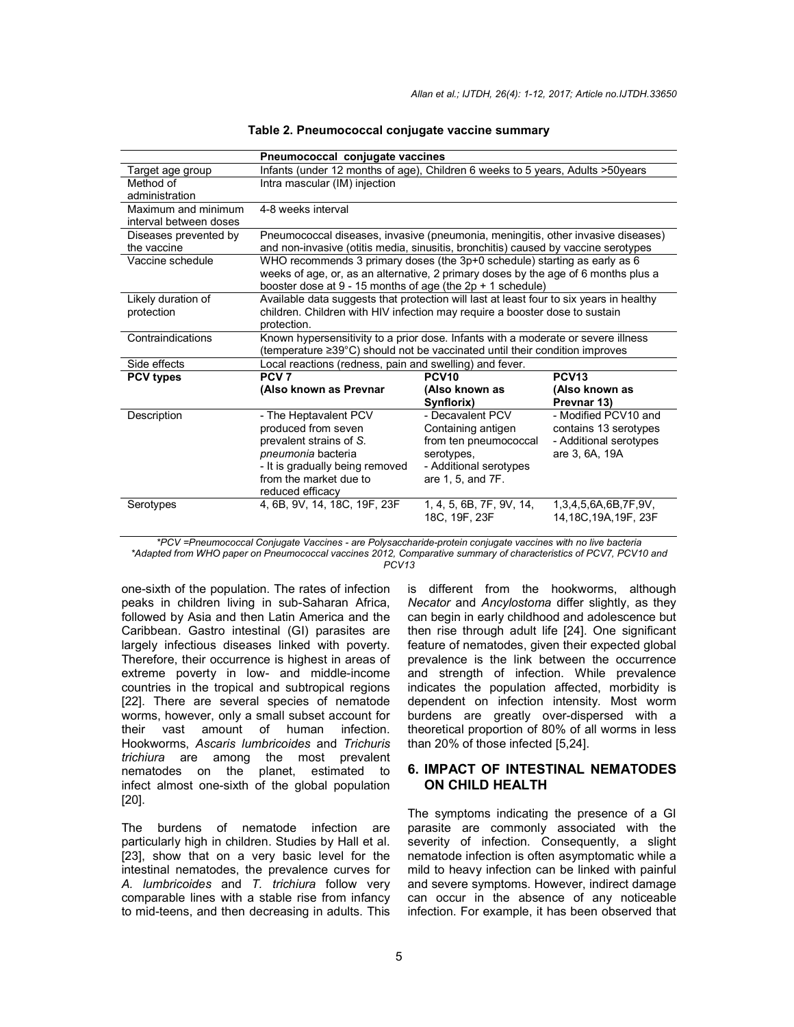**Table 2. Pneumococcal conjugate vaccine summary**

| | Pneumococcal conjugate vaccines | | |
|---|---|---|---|
| Target age group | Infants (under 12 months of age), Children 6 weeks to 5 years, Adults >50years | | |
| Method of administration | Intra mascular (IM) injection | | |
| Maximum and minimum interval between doses | 4-8 weeks interval | | |
| Diseases prevented by the vaccine | Pneumococcal diseases, invasive (pneumonia, meningitis, other invasive diseases) and non-invasive (otitis media, sinusitis, bronchitis) caused by vaccine serotypes | | |
| Vaccine schedule | WHO recommends 3 primary doses (the 3p+0 schedule) starting as early as 6 weeks of age, or, as an alternative, 2 primary doses by the age of 6 months plus a booster dose at 9 - 15 months of age (the 2p + 1 schedule) | | |
| Likely duration of protection | Available data suggests that protection will last at least four to six years in healthy children. Children with HIV infection may require a booster dose to sustain protection. | | |
| Contraindications | Known hypersensitivity to a prior dose. Infants with a moderate or severe illness (temperature ≥39°C) should not be vaccinated until their condition improves | | |
| Side effects | Local reactions (redness, pain and swelling) and fever. | | |
| **PCV types** | **PCV 7 (Also known as Prevnar** | **PCV10 (Also known as Synflorix)** | **PCV13 (Also known as Prevnar 13)** |
| Description | - The Heptavalent PCV produced from seven prevalent strains of *S. pneumonia* bacteria<br>- It is gradually being removed from the market due to reduced efficacy | - Decavalent PCV Containing antigen from ten pneumococcal serotypes,<br>- Additional serotypes are 1, 5, and 7F. | - Modified PCV10 and contains 13 serotypes<br>- Additional serotypes are 3, 6A, 19A |
| Serotypes | 4, 6B, 9V, 14, 18C, 19F, 23F | 1, 4, 5, 6B, 7F, 9V, 14, 18C, 19F, 23F | 1,3,4,5,6A,6B,7F,9V, 14,18C,19A,19F, 23F |

*\*PCV =Pneumococcal Conjugate Vaccines - are Polysaccharide-protein conjugate vaccines with no live bacteria*
*\*Adapted from WHO paper on Pneumococcal vaccines 2012, Comparative summary of characteristics of PCV7, PCV10 and PCV13*

one-sixth of the population. The rates of infection peaks in children living in sub-Saharan Africa, followed by Asia and then Latin America and the Caribbean. Gastro intestinal (GI) parasites are largely infectious diseases linked with poverty. Therefore, their occurrence is highest in areas of extreme poverty in low- and middle-income countries in the tropical and subtropical regions [22]. There are several species of nematode worms, however, only a small subset account for their vast amount of human infection. Hookworms, *Ascaris lumbricoides* and *Trichuris trichiura* are among the most prevalent nematodes on the planet, estimated to infect almost one-sixth of the global population [20].

The burdens of nematode infection are particularly high in children. Studies by Hall et al. [23], show that on a very basic level for the intestinal nematodes, the prevalence curves for *A. lumbricoides* and *T. trichiura* follow very comparable lines with a stable rise from infancy to mid-teens, and then decreasing in adults. This is different from the hookworms, although *Necator* and *Ancylostoma* differ slightly, as they can begin in early childhood and adolescence but then rise through adult life [24]. One significant feature of nematodes, given their expected global prevalence is the link between the occurrence and strength of infection. While prevalence indicates the population affected, morbidity is dependent on infection intensity. Most worm burdens are greatly over-dispersed with a theoretical proportion of 80% of all worms in less than 20% of those infected [5,24].

## 6. IMPACT OF INTESTINAL NEMATODES ON CHILD HEALTH

The symptoms indicating the presence of a GI parasite are commonly associated with the severity of infection. Consequently, a slight nematode infection is often asymptomatic while a mild to heavy infection can be linked with painful and severe symptoms. However, indirect damage can occur in the absence of any noticeable infection. For example, it has been observed that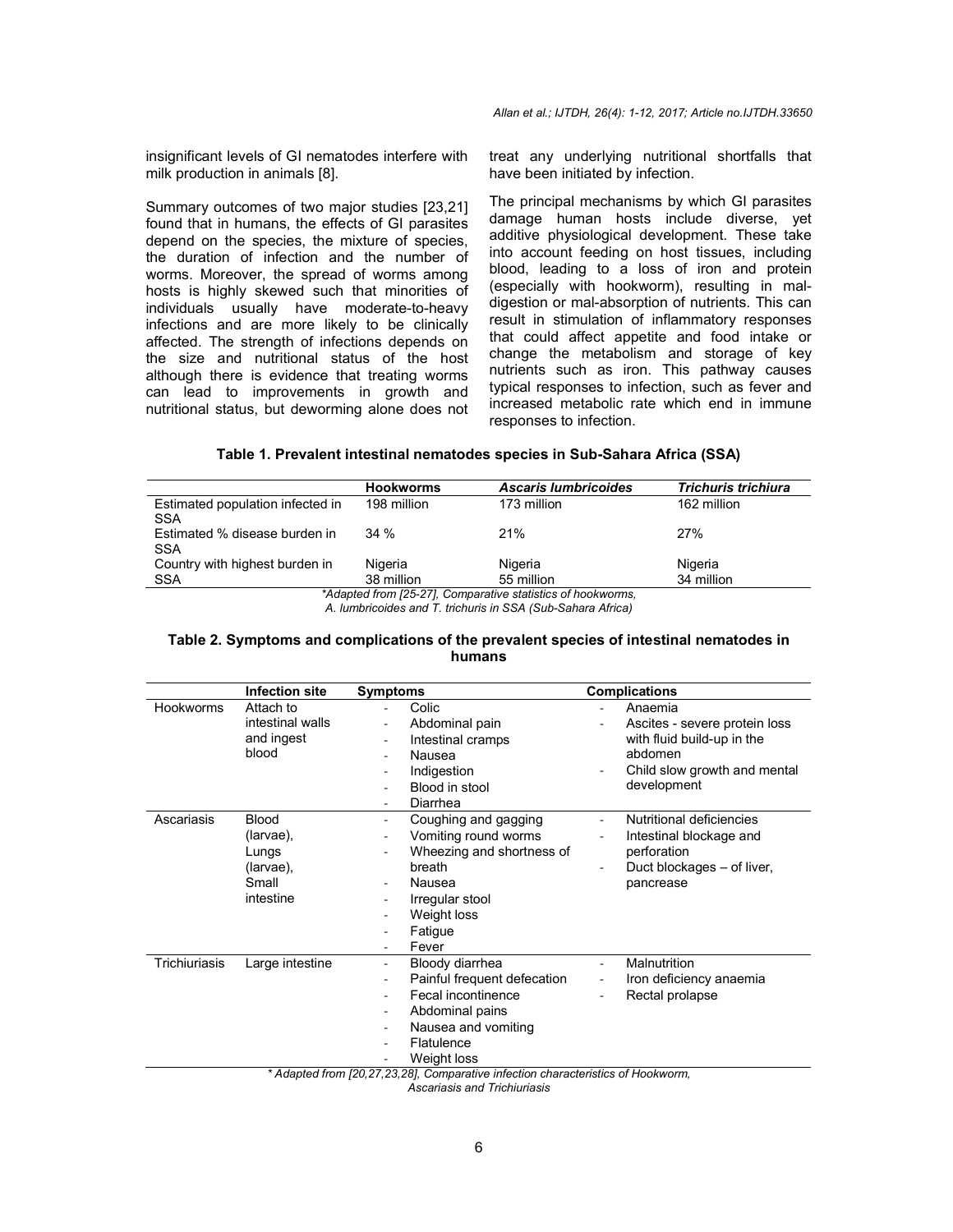insignificant levels of GI nematodes interfere with milk production in animals [8].

Summary outcomes of two major studies [23,21] found that in humans, the effects of GI parasites depend on the species, the mixture of species, the duration of infection and the number of worms. Moreover, the spread of worms among hosts is highly skewed such that minorities of individuals usually have moderate-to-heavy infections and are more likely to be clinically affected. The strength of infections depends on the size and nutritional status of the host although there is evidence that treating worms can lead to improvements in growth and nutritional status, but deworming alone does not treat any underlying nutritional shortfalls that have been initiated by infection.

The principal mechanisms by which GI parasites damage human hosts include diverse, yet additive physiological development. These take into account feeding on host tissues, including blood, leading to a loss of iron and protein (especially with hookworm), resulting in mal-digestion or mal-absorption of nutrients. This can result in stimulation of inflammatory responses that could affect appetite and food intake or change the metabolism and storage of key nutrients such as iron. This pathway causes typical responses to infection, such as fever and increased metabolic rate which end in immune responses to infection.

**Table 1. Prevalent intestinal nematodes species in Sub-Sahara Africa (SSA)**

| | Hookworms | *Ascaris lumbricoides* | *Trichuris trichiura* |
|---|---|---|---|
| Estimated population infected in SSA | 198 million | 173 million | 162 million |
| Estimated % disease burden in SSA | 34 % | 21% | 27% |
| Country with highest burden in SSA | Nigeria 38 million | Nigeria 55 million | Nigeria 34 million |

*Adapted from [25-27], Comparative statistics of hookworms, A. lumbricoides and T. trichuris in SSA (Sub-Sahara Africa)*

**Table 2. Symptoms and complications of the prevalent species of intestinal nematodes in humans**

| | Infection site | Symptoms | Complications |
|---|---|---|---|
| Hookworms | Attach to intestinal walls and ingest blood | - Colic<br>- Abdominal pain<br>- Intestinal cramps<br>- Nausea<br>- Indigestion<br>- Blood in stool<br>- Diarrhea | - Anaemia<br>- Ascites - severe protein loss with fluid build-up in the abdomen<br>- Child slow growth and mental development |
| Ascariasis | Blood (larvae), Lungs (larvae), Small intestine | - Coughing and gagging<br>- Vomiting round worms<br>- Wheezing and shortness of breath<br>- Nausea<br>- Irregular stool<br>- Weight loss<br>- Fatigue<br>- Fever | - Nutritional deficiencies<br>- Intestinal blockage and perforation<br>- Duct blockages – of liver, pancrease |
| Trichiuriasis | Large intestine | - Bloody diarrhea<br>- Painful frequent defecation<br>- Fecal incontinence<br>- Abdominal pains<br>- Nausea and vomiting<br>- Flatulence<br>- Weight loss | - Malnutrition<br>- Iron deficiency anaemia<br>- Rectal prolapse |

*\* Adapted from [20,27,23,28], Comparative infection characteristics of Hookworm, Ascariasis and Trichiuriasis*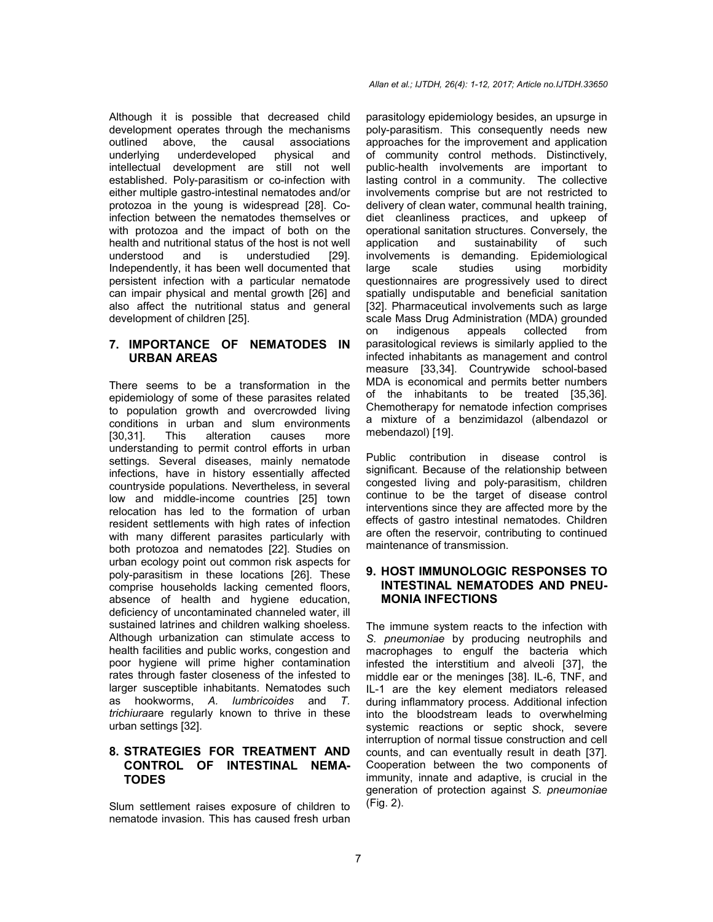Although it is possible that decreased child development operates through the mechanisms outlined above, the causal associations underlying underdeveloped physical and intellectual development are still not well established. Poly-parasitism or co-infection with either multiple gastro-intestinal nematodes and/or protozoa in the young is widespread [28]. Co-infection between the nematodes themselves or with protozoa and the impact of both on the health and nutritional status of the host is not well understood and is understudied [29]. Independently, it has been well documented that persistent infection with a particular nematode can impair physical and mental growth [26] and also affect the nutritional status and general development of children [25].

## 7. IMPORTANCE OF NEMATODES IN URBAN AREAS

There seems to be a transformation in the epidemiology of some of these parasites related to population growth and overcrowded living conditions in urban and slum environments [30,31]. This alteration causes more understanding to permit control efforts in urban settings. Several diseases, mainly nematode infections, have in history essentially affected countryside populations. Nevertheless, in several low and middle-income countries [25] town relocation has led to the formation of urban resident settlements with high rates of infection with many different parasites particularly with both protozoa and nematodes [22]. Studies on urban ecology point out common risk aspects for poly-parasitism in these locations [26]. These comprise households lacking cemented floors, absence of health and hygiene education, deficiency of uncontaminated channeled water, ill sustained latrines and children walking shoeless. Although urbanization can stimulate access to health facilities and public works, congestion and poor hygiene will prime higher contamination rates through faster closeness of the infested to larger susceptible inhabitants. Nematodes such as hookworms, *A. lumbricoides* and *T. trichiura*are regularly known to thrive in these urban settings [32].

## 8. STRATEGIES FOR TREATMENT AND CONTROL OF INTESTINAL NEMATODES

Slum settlement raises exposure of children to nematode invasion. This has caused fresh urban parasitology epidemiology besides, an upsurge in poly-parasitism. This consequently needs new approaches for the improvement and application of community control methods. Distinctively, public-health involvements are important to lasting control in a community. The collective involvements comprise but are not restricted to delivery of clean water, communal health training, diet cleanliness practices, and upkeep of operational sanitation structures. Conversely, the application and sustainability of such involvements is demanding. Epidemiological large scale studies using morbidity questionnaires are progressively used to direct spatially undisputable and beneficial sanitation [32]. Pharmaceutical involvements such as large scale Mass Drug Administration (MDA) grounded on indigenous appeals collected from parasitological reviews is similarly applied to the infected inhabitants as management and control measure [33,34]. Countrywide school-based MDA is economical and permits better numbers of the inhabitants to be treated [35,36]. Chemotherapy for nematode infection comprises a mixture of a benzimidazol (albendazol or mebendazol) [19].

Public contribution in disease control is significant. Because of the relationship between congested living and poly-parasitism, children continue to be the target of disease control interventions since they are affected more by the effects of gastro intestinal nematodes. Children are often the reservoir, contributing to continued maintenance of transmission.

## 9. HOST IMMUNOLOGIC RESPONSES TO INTESTINAL NEMATODES AND PNEUMONIA INFECTIONS

The immune system reacts to the infection with *S. pneumoniae* by producing neutrophils and macrophages to engulf the bacteria which infested the interstitium and alveoli [37], the middle ear or the meninges [38]. IL-6, TNF, and IL-1 are the key element mediators released during inflammatory process. Additional infection into the bloodstream leads to overwhelming systemic reactions or septic shock, severe interruption of normal tissue construction and cell counts, and can eventually result in death [37]. Cooperation between the two components of immunity, innate and adaptive, is crucial in the generation of protection against *S. pneumoniae* (Fig. 2).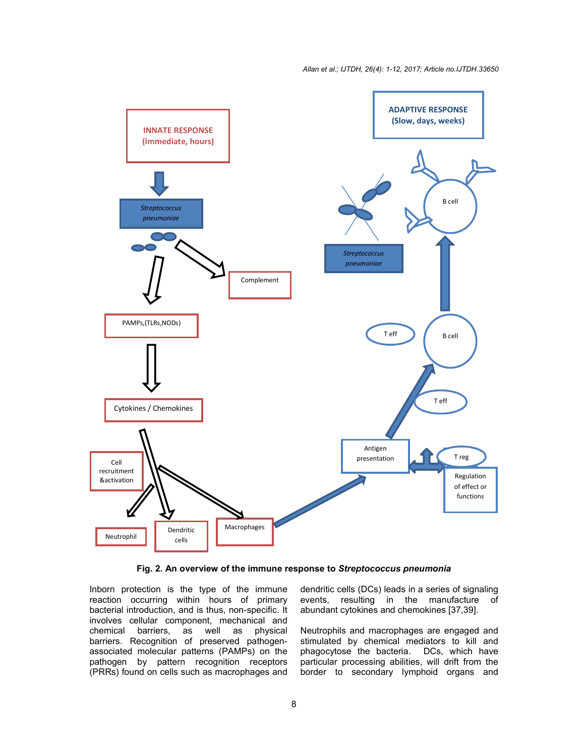Fig. 2. An overview of the immune response to *Streptococcus pneumonia*

Inborn protection is the type of the immune reaction occurring within hours of primary bacterial introduction, and is thus, non-specific. It involves cellular component, mechanical and chemical barriers, as well as physical barriers. Recognition of preserved pathogen-associated molecular patterns (PAMPs) on the pathogen by pattern recognition receptors (PRRs) found on cells such as macrophages and dendritic cells (DCs) leads in a series of signaling events, resulting in the manufacture of abundant cytokines and chemokines [37,39].

Neutrophils and macrophages are engaged and stimulated by chemical mediators to kill and phagocytose the bacteria. DCs, which have particular processing abilities, will drift from the border to secondary lymphoid organs and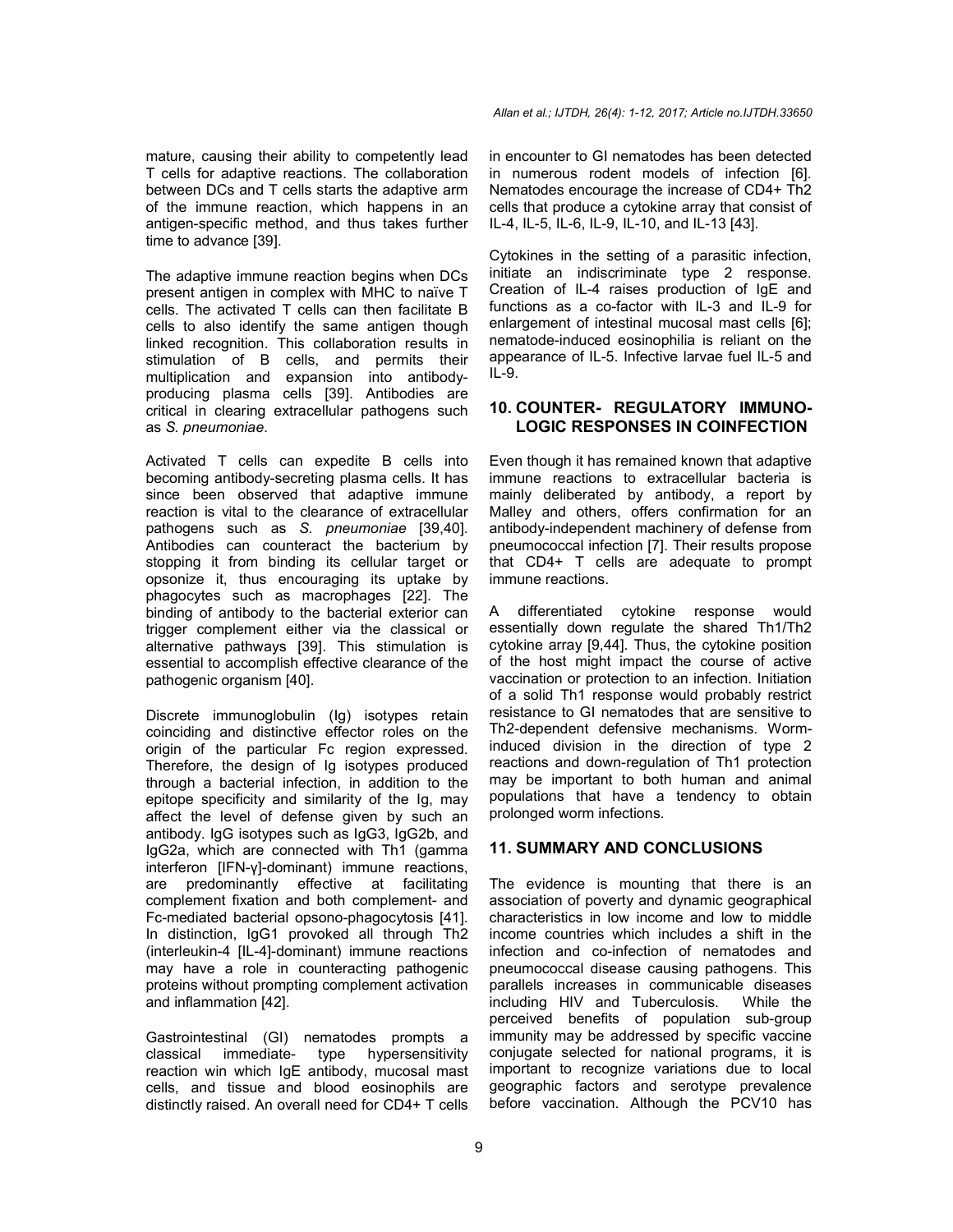mature, causing their ability to competently lead T cells for adaptive reactions. The collaboration between DCs and T cells starts the adaptive arm of the immune reaction, which happens in an antigen-specific method, and thus takes further time to advance [39].

The adaptive immune reaction begins when DCs present antigen in complex with MHC to naïve T cells. The activated T cells can then facilitate B cells to also identify the same antigen though linked recognition. This collaboration results in stimulation of B cells, and permits their multiplication and expansion into antibody-producing plasma cells [39]. Antibodies are critical in clearing extracellular pathogens such as *S. pneumoniae*.

Activated T cells can expedite B cells into becoming antibody-secreting plasma cells. It has since been observed that adaptive immune reaction is vital to the clearance of extracellular pathogens such as *S. pneumoniae* [39,40]. Antibodies can counteract the bacterium by stopping it from binding its cellular target or opsonize it, thus encouraging its uptake by phagocytes such as macrophages [22]. The binding of antibody to the bacterial exterior can trigger complement either via the classical or alternative pathways [39]. This stimulation is essential to accomplish effective clearance of the pathogenic organism [40].

Discrete immunoglobulin (Ig) isotypes retain coinciding and distinctive effector roles on the origin of the particular Fc region expressed. Therefore, the design of Ig isotypes produced through a bacterial infection, in addition to the epitope specificity and similarity of the Ig, may affect the level of defense given by such an antibody. IgG isotypes such as IgG3, IgG2b, and IgG2a, which are connected with Th1 (gamma interferon [IFN-γ]-dominant) immune reactions, are predominantly effective at facilitating complement fixation and both complement- and Fc-mediated bacterial opsono-phagocytosis [41]. In distinction, IgG1 provoked all through Th2 (interleukin-4 [IL-4]-dominant) immune reactions may have a role in counteracting pathogenic proteins without prompting complement activation and inflammation [42].

Gastrointestinal (GI) nematodes prompts a classical immediate- type hypersensitivity reaction win which IgE antibody, mucosal mast cells, and tissue and blood eosinophils are distinctly raised. An overall need for CD4+ T cells in encounter to GI nematodes has been detected in numerous rodent models of infection [6]. Nematodes encourage the increase of CD4+ Th2 cells that produce a cytokine array that consist of IL-4, IL-5, IL-6, IL-9, IL-10, and IL-13 [43].

Cytokines in the setting of a parasitic infection, initiate an indiscriminate type 2 response. Creation of IL-4 raises production of IgE and functions as a co-factor with IL-3 and IL-9 for enlargement of intestinal mucosal mast cells [6]; nematode-induced eosinophilia is reliant on the appearance of IL-5. Infective larvae fuel IL-5 and IL-9.

## 10. COUNTER- REGULATORY IMMUNO-LOGIC RESPONSES IN COINFECTION

Even though it has remained known that adaptive immune reactions to extracellular bacteria is mainly deliberated by antibody, a report by Malley and others, offers confirmation for an antibody-independent machinery of defense from pneumococcal infection [7]. Their results propose that CD4+ T cells are adequate to prompt immune reactions.

A differentiated cytokine response would essentially down regulate the shared Th1/Th2 cytokine array [9,44]. Thus, the cytokine position of the host might impact the course of active vaccination or protection to an infection. Initiation of a solid Th1 response would probably restrict resistance to GI nematodes that are sensitive to Th2-dependent defensive mechanisms. Worm-induced division in the direction of type 2 reactions and down-regulation of Th1 protection may be important to both human and animal populations that have a tendency to obtain prolonged worm infections.

## 11. SUMMARY AND CONCLUSIONS

The evidence is mounting that there is an association of poverty and dynamic geographical characteristics in low income and low to middle income countries which includes a shift in the infection and co-infection of nematodes and pneumococcal disease causing pathogens. This parallels increases in communicable diseases including HIV and Tuberculosis. While the perceived benefits of population sub-group immunity may be addressed by specific vaccine conjugate selected for national programs, it is important to recognize variations due to local geographic factors and serotype prevalence before vaccination. Although the PCV10 has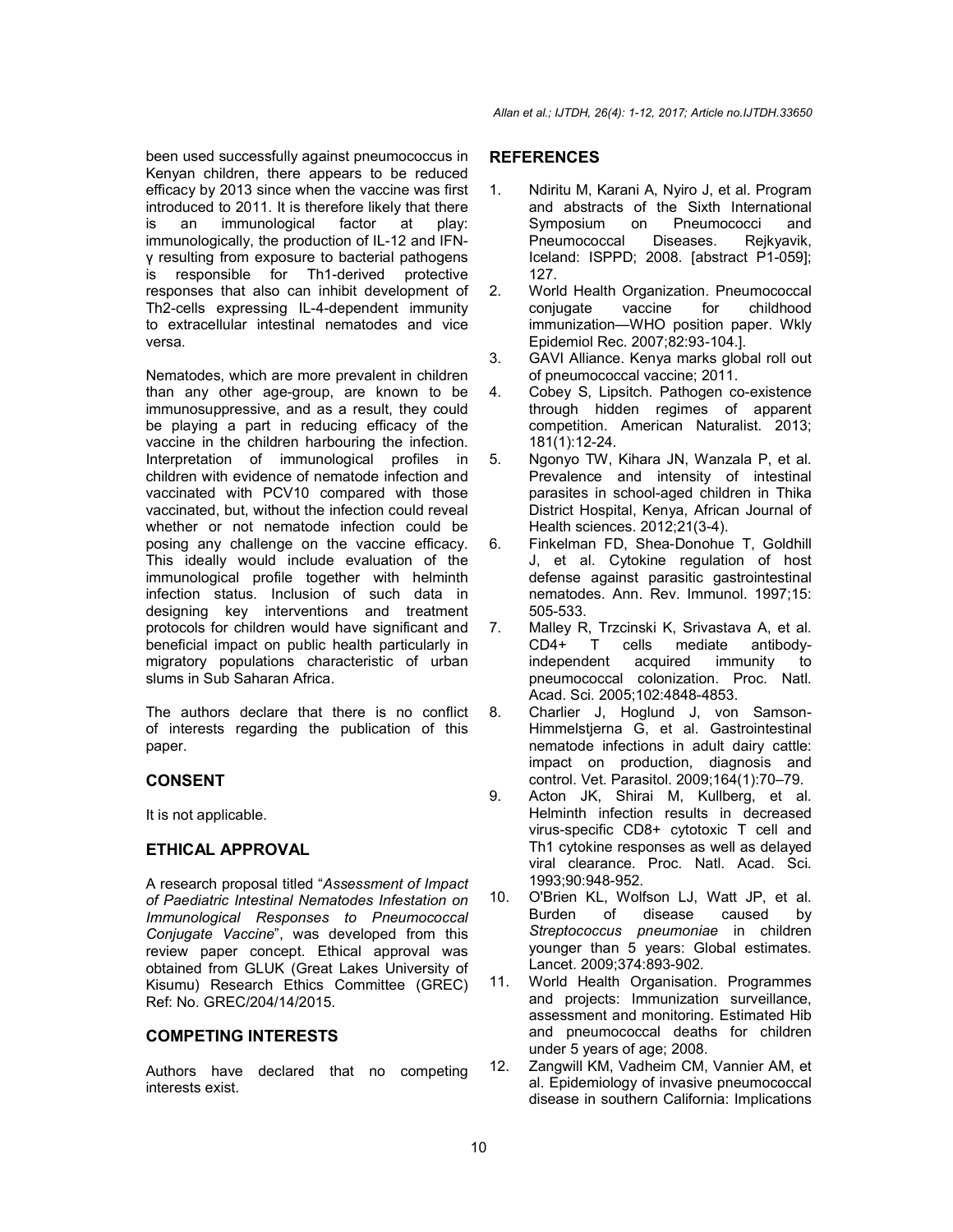been used successfully against pneumococcus in Kenyan children, there appears to be reduced efficacy by 2013 since when the vaccine was first introduced to 2011. It is therefore likely that there is an immunological factor at play: immunologically, the production of IL-12 and IFN-γ resulting from exposure to bacterial pathogens is responsible for Th1-derived protective responses that also can inhibit development of Th2-cells expressing IL-4-dependent immunity to extracellular intestinal nematodes and vice versa.

Nematodes, which are more prevalent in children than any other age-group, are known to be immunosuppressive, and as a result, they could be playing a part in reducing efficacy of the vaccine in the children harbouring the infection. Interpretation of immunological profiles in children with evidence of nematode infection and vaccinated with PCV10 compared with those vaccinated, but, without the infection could reveal whether or not nematode infection could be posing any challenge on the vaccine efficacy. This ideally would include evaluation of the immunological profile together with helminth infection status. Inclusion of such data in designing key interventions and treatment protocols for children would have significant and beneficial impact on public health particularly in migratory populations characteristic of urban slums in Sub Saharan Africa.

The authors declare that there is no conflict of interests regarding the publication of this paper.

## CONSENT

It is not applicable.

## ETHICAL APPROVAL

A research proposal titled "*Assessment of Impact of Paediatric Intestinal Nematodes Infestation on Immunological Responses to Pneumococcal Conjugate Vaccine*", was developed from this review paper concept. Ethical approval was obtained from GLUK (Great Lakes University of Kisumu) Research Ethics Committee (GREC) Ref: No. GREC/204/14/2015.

## COMPETING INTERESTS

Authors have declared that no competing interests exist.

## REFERENCES

1. Ndiritu M, Karani A, Nyiro J, et al. Program and abstracts of the Sixth International Symposium on Pneumococci and Pneumococcal Diseases. Rejkyavik, Iceland: ISPPD; 2008. [abstract P1-059]; 127.
2. World Health Organization. Pneumococcal conjugate vaccine for childhood immunization—WHO position paper. Wkly Epidemiol Rec. 2007;82:93-104.].
3. GAVI Alliance. Kenya marks global roll out of pneumococcal vaccine; 2011.
4. Cobey S, Lipsitch. Pathogen co-existence through hidden regimes of apparent competition. American Naturalist. 2013; 181(1):12-24.
5. Ngonyo TW, Kihara JN, Wanzala P, et al. Prevalence and intensity of intestinal parasites in school-aged children in Thika District Hospital, Kenya, African Journal of Health sciences. 2012;21(3-4).
6. Finkelman FD, Shea-Donohue T, Goldhill J, et al. Cytokine regulation of host defense against parasitic gastrointestinal nematodes. Ann. Rev. Immunol. 1997;15: 505-533.
7. Malley R, Trzcinski K, Srivastava A, et al. CD4+ T cells mediate antibody-independent acquired immunity to pneumococcal colonization. Proc. Natl. Acad. Sci. 2005;102:4848-4853.
8. Charlier J, Hoglund J, von Samson-Himmelstjerna G, et al. Gastrointestinal nematode infections in adult dairy cattle: impact on production, diagnosis and control. Vet. Parasitol. 2009;164(1):70–79.
9. Acton JK, Shirai M, Kullberg, et al. Helminth infection results in decreased virus-specific CD8+ cytotoxic T cell and Th1 cytokine responses as well as delayed viral clearance. Proc. Natl. Acad. Sci. 1993;90:948-952.
10. O'Brien KL, Wolfson LJ, Watt JP, et al. Burden of disease caused by *Streptococcus pneumoniae* in children younger than 5 years: Global estimates. Lancet. 2009;374:893-902.
11. World Health Organisation. Programmes and projects: Immunization surveillance, assessment and monitoring. Estimated Hib and pneumococcal deaths for children under 5 years of age; 2008.
12. Zangwill KM, Vadheim CM, Vannier AM, et al. Epidemiology of invasive pneumococcal disease in southern California: Implications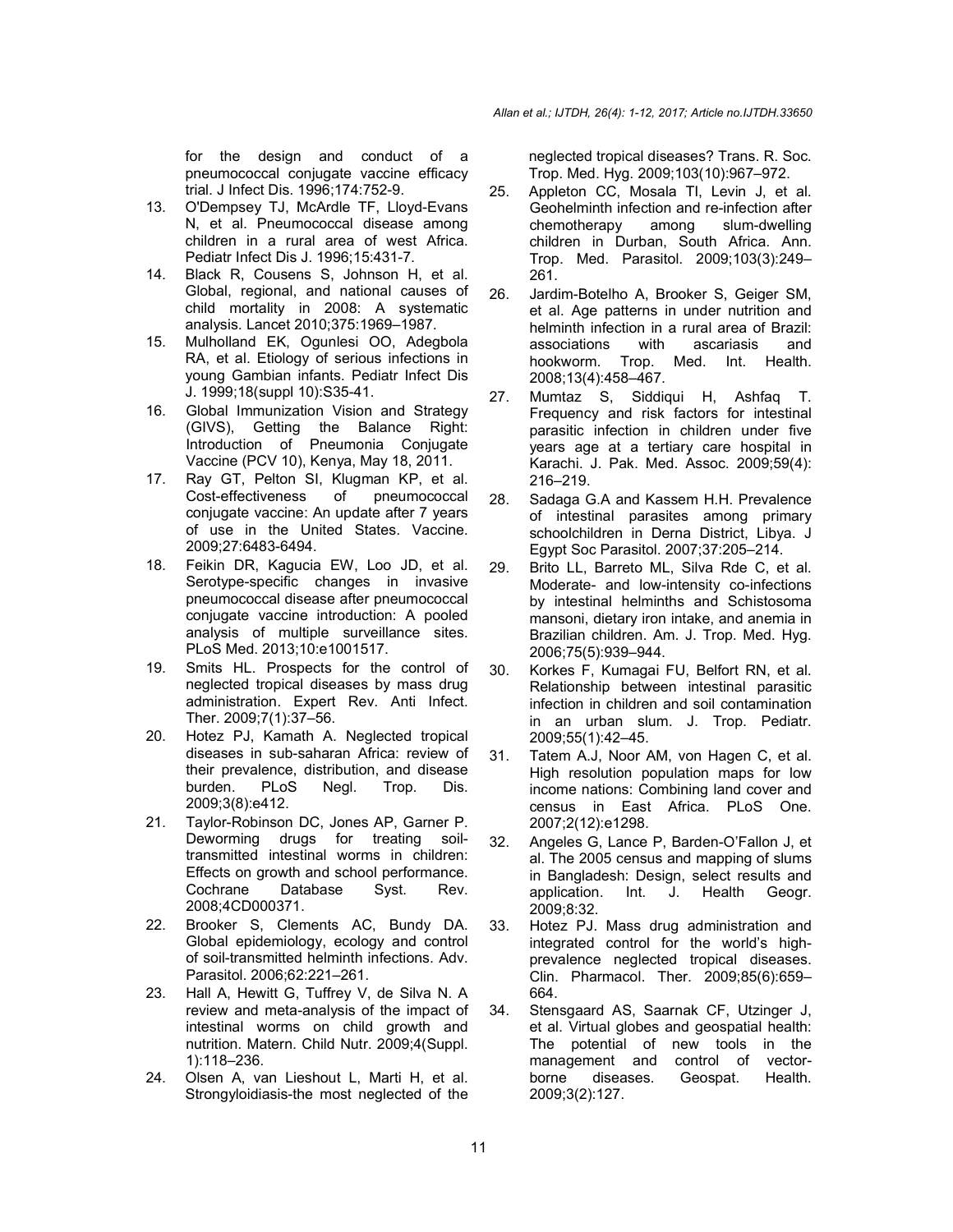for the design and conduct of a pneumococcal conjugate vaccine efficacy trial. J Infect Dis. 1996;174:752-9.

13. O'Dempsey TJ, McArdle TF, Lloyd-Evans N, et al. Pneumococcal disease among children in a rural area of west Africa. Pediatr Infect Dis J. 1996;15:431-7.
14. Black R, Cousens S, Johnson H, et al. Global, regional, and national causes of child mortality in 2008: A systematic analysis. Lancet 2010;375:1969–1987.
15. Mulholland EK, Ogunlesi OO, Adegbola RA, et al. Etiology of serious infections in young Gambian infants. Pediatr Infect Dis J. 1999;18(suppl 10):S35-41.
16. Global Immunization Vision and Strategy (GIVS), Getting the Balance Right: Introduction of Pneumonia Conjugate Vaccine (PCV 10), Kenya, May 18, 2011.
17. Ray GT, Pelton SI, Klugman KP, et al. Cost-effectiveness of pneumococcal conjugate vaccine: An update after 7 years of use in the United States. Vaccine. 2009;27:6483-6494.
18. Feikin DR, Kagucia EW, Loo JD, et al. Serotype-specific changes in invasive pneumococcal disease after pneumococcal conjugate vaccine introduction: A pooled analysis of multiple surveillance sites. PLoS Med. 2013;10:e1001517.
19. Smits HL. Prospects for the control of neglected tropical diseases by mass drug administration. Expert Rev. Anti Infect. Ther. 2009;7(1):37–56.
20. Hotez PJ, Kamath A. Neglected tropical diseases in sub-saharan Africa: review of their prevalence, distribution, and disease burden. PLoS Negl. Trop. Dis. 2009;3(8):e412.
21. Taylor-Robinson DC, Jones AP, Garner P. Deworming drugs for treating soil-transmitted intestinal worms in children: Effects on growth and school performance. Cochrane Database Syst. Rev. 2008;4CD000371.
22. Brooker S, Clements AC, Bundy DA. Global epidemiology, ecology and control of soil-transmitted helminth infections. Adv. Parasitol. 2006;62:221–261.
23. Hall A, Hewitt G, Tuffrey V, de Silva N. A review and meta-analysis of the impact of intestinal worms on child growth and nutrition. Matern. Child Nutr. 2009;4(Suppl. 1):118–236.
24. Olsen A, van Lieshout L, Marti H, et al. Strongyloidiasis-the most neglected of the neglected tropical diseases? Trans. R. Soc. Trop. Med. Hyg. 2009;103(10):967–972.
25. Appleton CC, Mosala TI, Levin J, et al. Geohelminth infection and re-infection after chemotherapy among slum-dwelling children in Durban, South Africa. Ann. Trop. Med. Parasitol. 2009;103(3):249–261.
26. Jardim-Botelho A, Brooker S, Geiger SM, et al. Age patterns in under nutrition and helminth infection in a rural area of Brazil: associations with ascariasis and hookworm. Trop. Med. Int. Health. 2008;13(4):458–467.
27. Mumtaz S, Siddiqui H, Ashfaq T. Frequency and risk factors for intestinal parasitic infection in children under five years age at a tertiary care hospital in Karachi. J. Pak. Med. Assoc. 2009;59(4): 216–219.
28. Sadaga G.A and Kassem H.H. Prevalence of intestinal parasites among primary schoolchildren in Derna District, Libya. J Egypt Soc Parasitol. 2007;37:205–214.
29. Brito LL, Barreto ML, Silva Rde C, et al. Moderate- and low-intensity co-infections by intestinal helminths and Schistosoma mansoni, dietary iron intake, and anemia in Brazilian children. Am. J. Trop. Med. Hyg. 2006;75(5):939–944.
30. Korkes F, Kumagai FU, Belfort RN, et al. Relationship between intestinal parasitic infection in children and soil contamination in an urban slum. J. Trop. Pediatr. 2009;55(1):42–45.
31. Tatem A.J, Noor AM, von Hagen C, et al. High resolution population maps for low income nations: Combining land cover and census in East Africa. PLoS One. 2007;2(12):e1298.
32. Angeles G, Lance P, Barden-O'Fallon J, et al. The 2005 census and mapping of slums in Bangladesh: Design, select results and application. Int. J. Health Geogr. 2009;8:32.
33. Hotez PJ. Mass drug administration and integrated control for the world's high-prevalence neglected tropical diseases. Clin. Pharmacol. Ther. 2009;85(6):659–664.
34. Stensgaard AS, Saarnak CF, Utzinger J, et al. Virtual globes and geospatial health: The potential of new tools in the management and control of vector-borne diseases. Geospat. Health. 2009;3(2):127.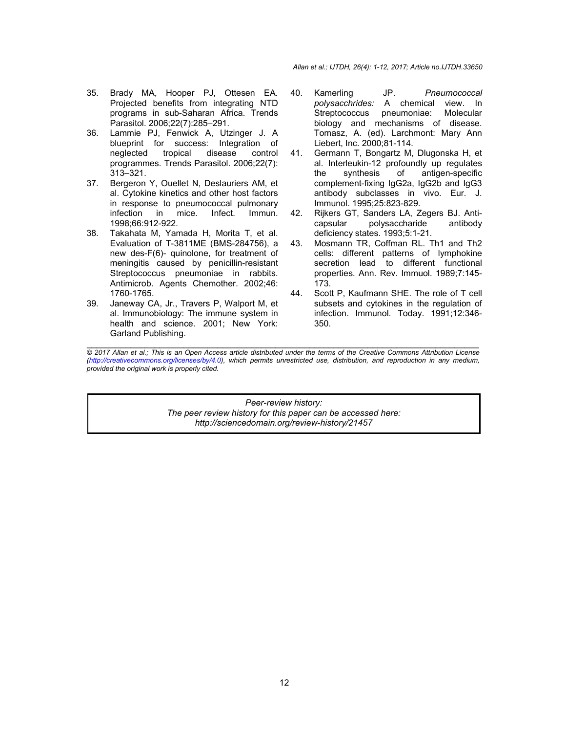35. Brady MA, Hooper PJ, Ottesen EA. Projected benefits from integrating NTD programs in sub-Saharan Africa. Trends Parasitol. 2006;22(7):285–291.
36. Lammie PJ, Fenwick A, Utzinger J. A blueprint for success: Integration of neglected tropical disease control programmes. Trends Parasitol. 2006;22(7): 313–321.
37. Bergeron Y, Ouellet N, Deslauriers AM, et al. Cytokine kinetics and other host factors in response to pneumococcal pulmonary infection in mice. Infect. Immun. 1998;66:912-922.
38. Takahata M, Yamada H, Morita T, et al. Evaluation of T-3811ME (BMS-284756), a new des-F(6)- quinolone, for treatment of meningitis caused by penicillin-resistant Streptococcus pneumoniae in rabbits. Antimicrob. Agents Chemother. 2002;46: 1760-1765.
39. Janeway CA, Jr., Travers P, Walport M, et al. Immunobiology: The immune system in health and science. 2001; New York: Garland Publishing.
40. Kamerling JP. *Pneumococcal polysacchrides:* A chemical view. In Streptococcus pneumoniae: Molecular biology and mechanisms of disease. Tomasz, A. (ed). Larchmont: Mary Ann Liebert, Inc. 2000;81-114.
41. Germann T, Bongartz M, Dlugonska H, et al. Interleukin-12 profoundly up regulates the synthesis of antigen-specific complement-fixing IgG2a, IgG2b and IgG3 antibody subclasses in vivo. Eur. J. Immunol. 1995;25:823-829.
42. Rijkers GT, Sanders LA, Zegers BJ. Anti-capsular polysaccharide antibody deficiency states. 1993;5:1-21.
43. Mosmann TR, Coffman RL. Th1 and Th2 cells: different patterns of lymphokine secretion lead to different functional properties. Ann. Rev. Immuol. 1989;7:145-173.
44. Scott P, Kaufmann SHE. The role of T cell subsets and cytokines in the regulation of infection. Immunol. Today. 1991;12:346-350.

---

*© 2017 Allan et al.; This is an Open Access article distributed under the terms of the Creative Commons Attribution License (http://creativecommons.org/licenses/by/4.0), which permits unrestricted use, distribution, and reproduction in any medium, provided the original work is properly cited.*

*Peer-review history:*
*The peer review history for this paper can be accessed here:*
*http://sciencedomain.org/review-history/21457*